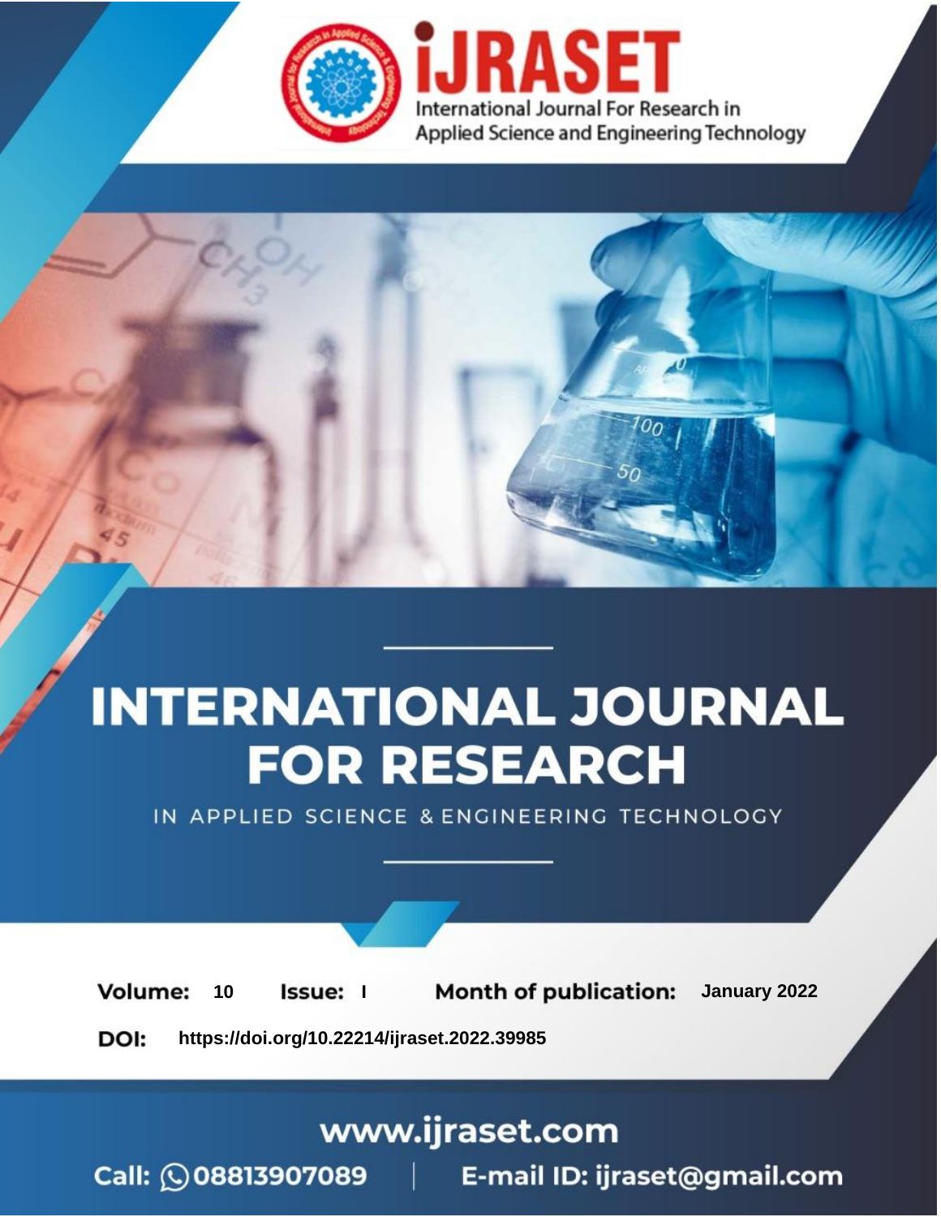# INTERNATIONAL JOURNAL FOR RESEARCH

IN APPLIED SCIENCE & ENGINEERING TECHNOLOGY

**Volume:** 10 **Issue:** I **Month of publication:** January 2022

**DOI:** https://doi.org/10.22214/ijraset.2022.39985

www.ijraset.com

Call: 08813907089 | E-mail ID: ijraset@gmail.com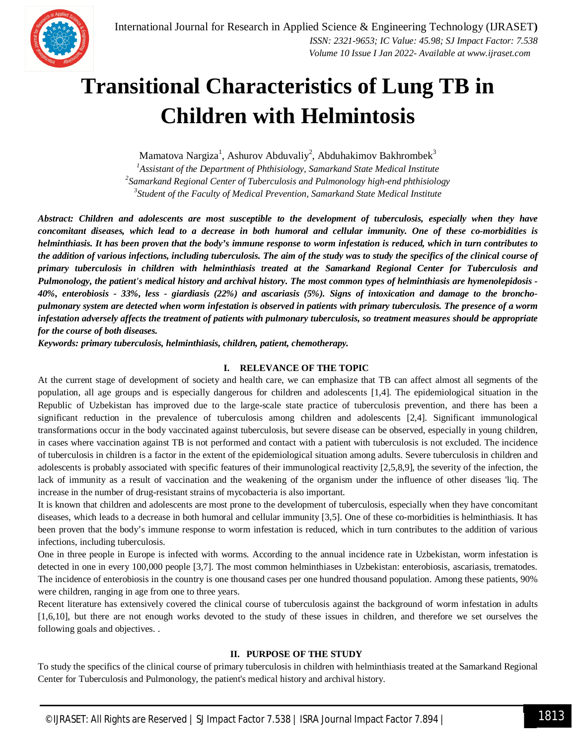# Transitional Characteristics of Lung TB in Children with Helmintosis

Mamatova Nargiza[1], Ashurov Abduvaliy[2], Abduhakimov Bakhrombek[3]

[1]*Assistant of the Department of Phthisiology, Samarkand State Medical Institute*
[2]*Samarkand Regional Center of Tuberculosis and Pulmonology high-end phthisiology*
[3]*Student of the Faculty of Medical Prevention, Samarkand State Medical Institute*

***Abstract: Children and adolescents are most susceptible to the development of tuberculosis, especially when they have concomitant diseases, which lead to a decrease in both humoral and cellular immunity. One of these co-morbidities is helminthiasis. It has been proven that the body's immune response to worm infestation is reduced, which in turn contributes to the addition of various infections, including tuberculosis. The aim of the study was to study the specifics of the clinical course of primary tuberculosis in children with helminthiasis treated at the Samarkand Regional Center for Tuberculosis and Pulmonology, the patient's medical history and archival history. The most common types of helminthiasis are hymenolepidosis - 40%, enterobiosis - 33%, less - giardiasis (22%) and ascariasis (5%). Signs of intoxication and damage to the broncho-pulmonary system are detected when worm infestation is observed in patients with primary tuberculosis. The presence of a worm infestation adversely affects the treatment of patients with pulmonary tuberculosis, so treatment measures should be appropriate for the course of both diseases.***

***Keywords: primary tuberculosis, helminthiasis, children, patient, chemotherapy.***

## I. RELEVANCE OF THE TOPIC

At the current stage of development of society and health care, we can emphasize that TB can affect almost all segments of the population, all age groups and is especially dangerous for children and adolescents [1,4]. The epidemiological situation in the Republic of Uzbekistan has improved due to the large-scale state practice of tuberculosis prevention, and there has been a significant reduction in the prevalence of tuberculosis among children and adolescents [2,4]. Significant immunological transformations occur in the body vaccinated against tuberculosis, but severe disease can be observed, especially in young children, in cases where vaccination against TB is not performed and contact with a patient with tuberculosis is not excluded. The incidence of tuberculosis in children is a factor in the extent of the epidemiological situation among adults. Severe tuberculosis in children and adolescents is probably associated with specific features of their immunological reactivity [2,5,8,9], the severity of the infection, the lack of immunity as a result of vaccination and the weakening of the organism under the influence of other diseases 'liq. The increase in the number of drug-resistant strains of mycobacteria is also important.

It is known that children and adolescents are most prone to the development of tuberculosis, especially when they have concomitant diseases, which leads to a decrease in both humoral and cellular immunity [3,5]. One of these co-morbidities is helminthiasis. It has been proven that the body's immune response to worm infestation is reduced, which in turn contributes to the addition of various infections, including tuberculosis.

One in three people in Europe is infected with worms. According to the annual incidence rate in Uzbekistan, worm infestation is detected in one in every 100,000 people [3,7]. The most common helminthiases in Uzbekistan: enterobiosis, ascariasis, trematodes. The incidence of enterobiosis in the country is one thousand cases per one hundred thousand population. Among these patients, 90% were children, ranging in age from one to three years.

Recent literature has extensively covered the clinical course of tuberculosis against the background of worm infestation in adults [1,6,10], but there are not enough works devoted to the study of these issues in children, and therefore we set ourselves the following goals and objectives. .

## II. PURPOSE OF THE STUDY

To study the specifics of the clinical course of primary tuberculosis in children with helminthiasis treated at the Samarkand Regional Center for Tuberculosis and Pulmonology, the patient's medical history and archival history.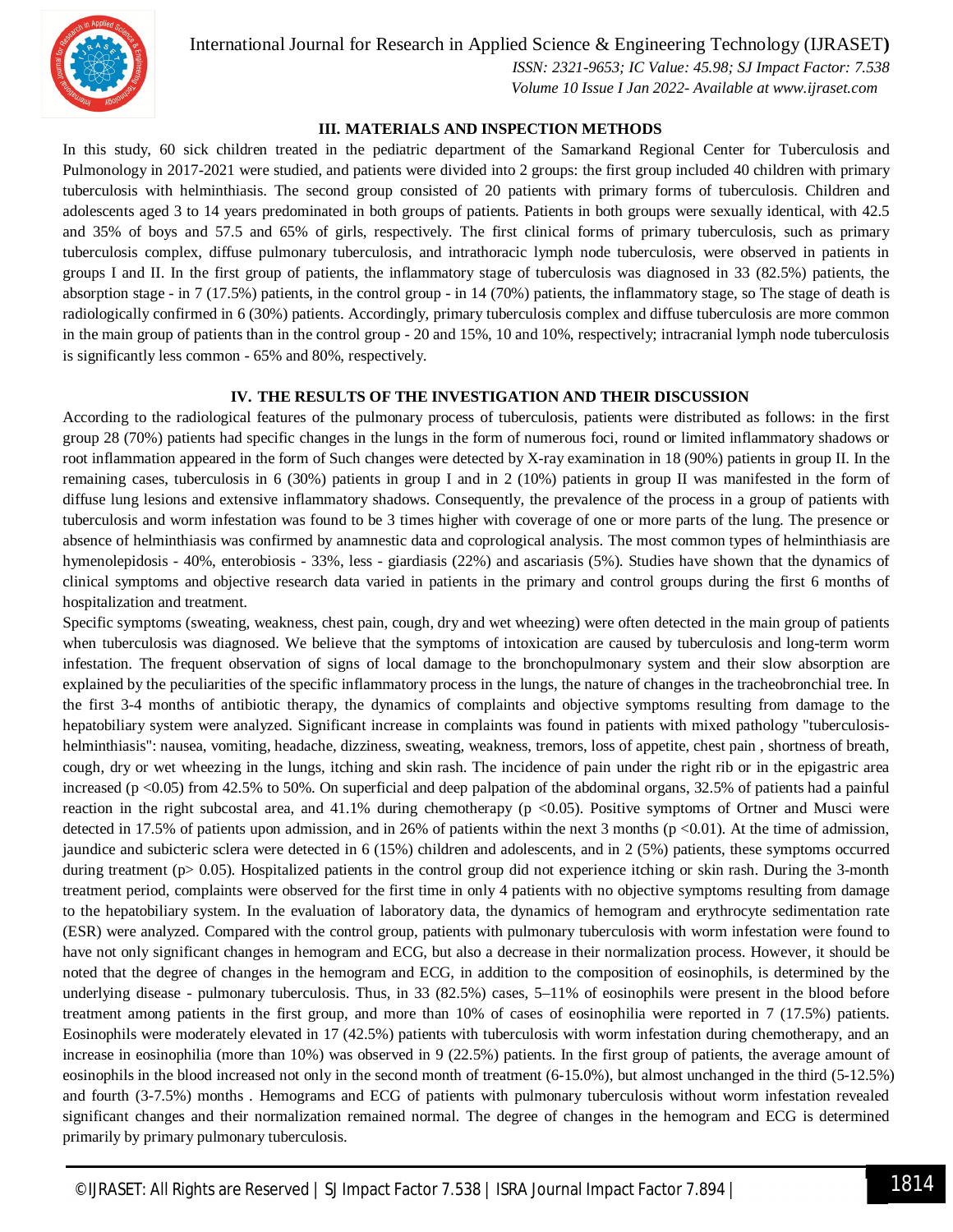## III. MATERIALS AND INSPECTION METHODS

In this study, 60 sick children treated in the pediatric department of the Samarkand Regional Center for Tuberculosis and Pulmonology in 2017-2021 were studied, and patients were divided into 2 groups: the first group included 40 children with primary tuberculosis with helminthiasis. The second group consisted of 20 patients with primary forms of tuberculosis. Children and adolescents aged 3 to 14 years predominated in both groups of patients. Patients in both groups were sexually identical, with 42.5 and 35% of boys and 57.5 and 65% of girls, respectively. The first clinical forms of primary tuberculosis, such as primary tuberculosis complex, diffuse pulmonary tuberculosis, and intrathoracic lymph node tuberculosis, were observed in patients in groups I and II. In the first group of patients, the inflammatory stage of tuberculosis was diagnosed in 33 (82.5%) patients, the absorption stage - in 7 (17.5%) patients, in the control group - in 14 (70%) patients, the inflammatory stage, so The stage of death is radiologically confirmed in 6 (30%) patients. Accordingly, primary tuberculosis complex and diffuse tuberculosis are more common in the main group of patients than in the control group - 20 and 15%, 10 and 10%, respectively; intracranial lymph node tuberculosis is significantly less common - 65% and 80%, respectively.

## IV. THE RESULTS OF THE INVESTIGATION AND THEIR DISCUSSION

According to the radiological features of the pulmonary process of tuberculosis, patients were distributed as follows: in the first group 28 (70%) patients had specific changes in the lungs in the form of numerous foci, round or limited inflammatory shadows or root inflammation appeared in the form of Such changes were detected by X-ray examination in 18 (90%) patients in group II. In the remaining cases, tuberculosis in 6 (30%) patients in group I and in 2 (10%) patients in group II was manifested in the form of diffuse lung lesions and extensive inflammatory shadows. Consequently, the prevalence of the process in a group of patients with tuberculosis and worm infestation was found to be 3 times higher with coverage of one or more parts of the lung. The presence or absence of helminthiasis was confirmed by anamnestic data and coprological analysis. The most common types of helminthiasis are hymenolepidosis - 40%, enterobiosis - 33%, less - giardiasis (22%) and ascariasis (5%). Studies have shown that the dynamics of clinical symptoms and objective research data varied in patients in the primary and control groups during the first 6 months of hospitalization and treatment.

Specific symptoms (sweating, weakness, chest pain, cough, dry and wet wheezing) were often detected in the main group of patients when tuberculosis was diagnosed. We believe that the symptoms of intoxication are caused by tuberculosis and long-term worm infestation. The frequent observation of signs of local damage to the bronchopulmonary system and their slow absorption are explained by the peculiarities of the specific inflammatory process in the lungs, the nature of changes in the tracheobronchial tree. In the first 3-4 months of antibiotic therapy, the dynamics of complaints and objective symptoms resulting from damage to the hepatobiliary system were analyzed. Significant increase in complaints was found in patients with mixed pathology "tuberculosis-helminthiasis": nausea, vomiting, headache, dizziness, sweating, weakness, tremors, loss of appetite, chest pain , shortness of breath, cough, dry or wet wheezing in the lungs, itching and skin rash. The incidence of pain under the right rib or in the epigastric area increased ($p < 0.05$) from 42.5% to 50%. On superficial and deep palpation of the abdominal organs, 32.5% of patients had a painful reaction in the right subcostal area, and 41.1% during chemotherapy ($p < 0.05$). Positive symptoms of Ortner and Musci were detected in 17.5% of patients upon admission, and in 26% of patients within the next 3 months ($p < 0.01$). At the time of admission, jaundice and subicteric sclera were detected in 6 (15%) children and adolescents, and in 2 (5%) patients, these symptoms occurred during treatment ($p > 0.05$). Hospitalized patients in the control group did not experience itching or skin rash. During the 3-month treatment period, complaints were observed for the first time in only 4 patients with no objective symptoms resulting from damage to the hepatobiliary system. In the evaluation of laboratory data, the dynamics of hemogram and erythrocyte sedimentation rate (ESR) were analyzed. Compared with the control group, patients with pulmonary tuberculosis with worm infestation were found to have not only significant changes in hemogram and ECG, but also a decrease in their normalization process. However, it should be noted that the degree of changes in the hemogram and ECG, in addition to the composition of eosinophils, is determined by the underlying disease - pulmonary tuberculosis. Thus, in 33 (82.5%) cases, 5–11% of eosinophils were present in the blood before treatment among patients in the first group, and more than 10% of cases of eosinophilia were reported in 7 (17.5%) patients. Eosinophils were moderately elevated in 17 (42.5%) patients with tuberculosis with worm infestation during chemotherapy, and an increase in eosinophilia (more than 10%) was observed in 9 (22.5%) patients. In the first group of patients, the average amount of eosinophils in the blood increased not only in the second month of treatment (6-15.0%), but almost unchanged in the third (5-12.5%) and fourth (3-7.5%) months . Hemograms and ECG of patients with pulmonary tuberculosis without worm infestation revealed significant changes and their normalization remained normal. The degree of changes in the hemogram and ECG is determined primarily by primary pulmonary tuberculosis.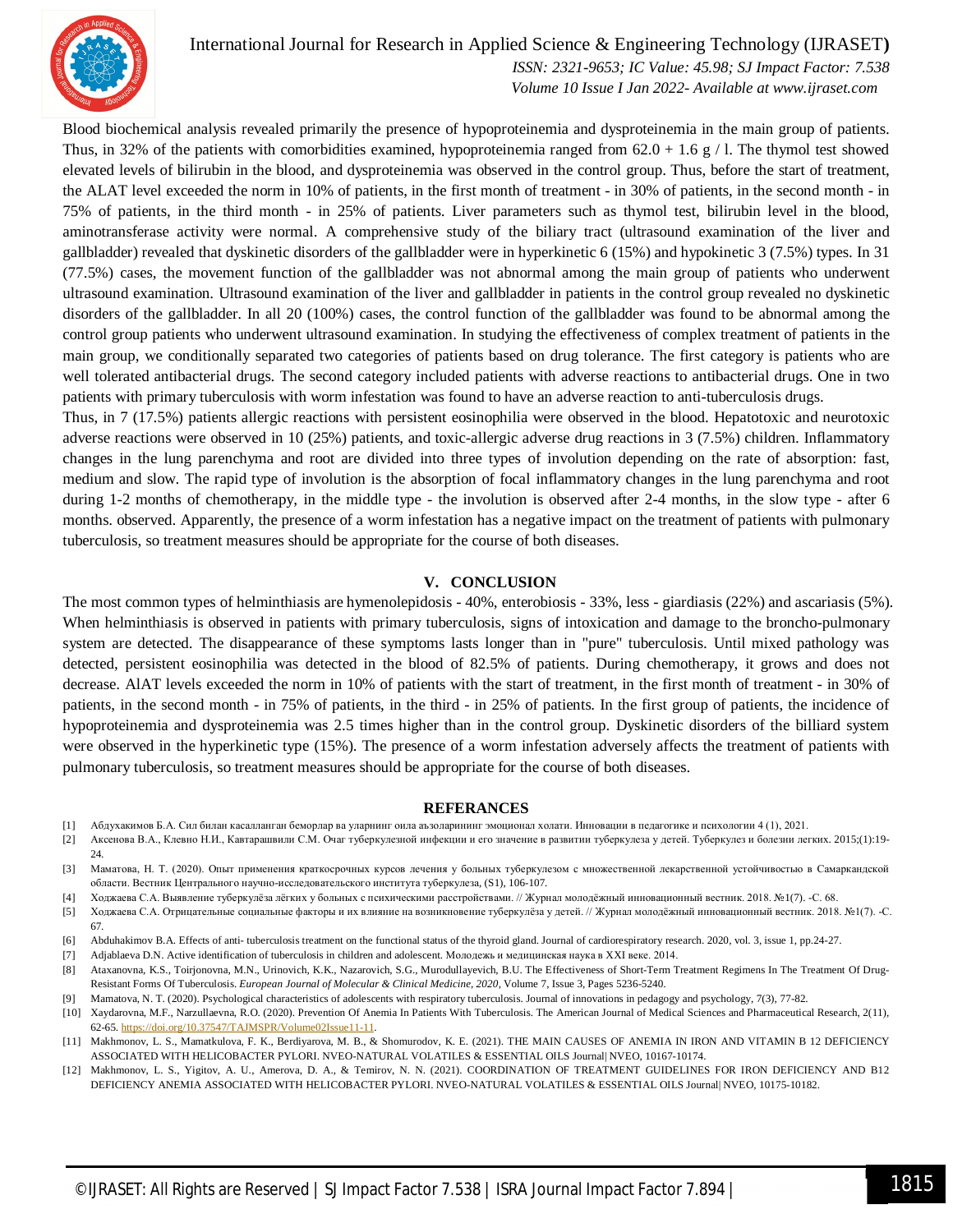Blood biochemical analysis revealed primarily the presence of hypoproteinemia and dysproteinemia in the main group of patients. Thus, in 32% of the patients with comorbidities examined, hypoproteinemia ranged from 62.0 + 1.6 g / l. The thymol test showed elevated levels of bilirubin in the blood, and dysproteinemia was observed in the control group. Thus, before the start of treatment, the ALAT level exceeded the norm in 10% of patients, in the first month of treatment - in 30% of patients, in the second month - in 75% of patients, in the third month - in 25% of patients. Liver parameters such as thymol test, bilirubin level in the blood, aminotransferase activity were normal. A comprehensive study of the biliary tract (ultrasound examination of the liver and gallbladder) revealed that dyskinetic disorders of the gallbladder were in hyperkinetic 6 (15%) and hypokinetic 3 (7.5%) types. In 31 (77.5%) cases, the movement function of the gallbladder was not abnormal among the main group of patients who underwent ultrasound examination. Ultrasound examination of the liver and gallbladder in patients in the control group revealed no dyskinetic disorders of the gallbladder. In all 20 (100%) cases, the control function of the gallbladder was found to be abnormal among the control group patients who underwent ultrasound examination. In studying the effectiveness of complex treatment of patients in the main group, we conditionally separated two categories of patients based on drug tolerance. The first category is patients who are well tolerated antibacterial drugs. The second category included patients with adverse reactions to antibacterial drugs. One in two patients with primary tuberculosis with worm infestation was found to have an adverse reaction to anti-tuberculosis drugs.

Thus, in 7 (17.5%) patients allergic reactions with persistent eosinophilia were observed in the blood. Hepatotoxic and neurotoxic adverse reactions were observed in 10 (25%) patients, and toxic-allergic adverse drug reactions in 3 (7.5%) children. Inflammatory changes in the lung parenchyma and root are divided into three types of involution depending on the rate of absorption: fast, medium and slow. The rapid type of involution is the absorption of focal inflammatory changes in the lung parenchyma and root during 1-2 months of chemotherapy, in the middle type - the involution is observed after 2-4 months, in the slow type - after 6 months. observed. Apparently, the presence of a worm infestation has a negative impact on the treatment of patients with pulmonary tuberculosis, so treatment measures should be appropriate for the course of both diseases.

## V. CONCLUSION

The most common types of helminthiasis are hymenolepidosis - 40%, enterobiosis - 33%, less - giardiasis (22%) and ascariasis (5%). When helminthiasis is observed in patients with primary tuberculosis, signs of intoxication and damage to the broncho-pulmonary system are detected. The disappearance of these symptoms lasts longer than in "pure" tuberculosis. Until mixed pathology was detected, persistent eosinophilia was detected in the blood of 82.5% of patients. During chemotherapy, it grows and does not decrease. AlAT levels exceeded the norm in 10% of patients with the start of treatment, in the first month of treatment - in 30% of patients, in the second month - in 75% of patients, in the third - in 25% of patients. In the first group of patients, the incidence of hypoproteinemia and dysproteinemia was 2.5 times higher than in the control group. Dyskinetic disorders of the billiard system were observed in the hyperkinetic type (15%). The presence of a worm infestation adversely affects the treatment of patients with pulmonary tuberculosis, so treatment measures should be appropriate for the course of both diseases.

## REFERANCES

[1] Абдухакимов Б.А. Сил билан касалланган беморлар ва уларнинг оила аъзоларининг эмоционал холати. Инновации в педагогике и психологии 4 (1), 2021.

[2] Аксенова В.А., Клевно Н.И., Кавтарашвили С.М. Очаг туберкулезной инфекции и его значение в развитии туберкулеза у детей. Туберкулез и болезни легких. 2015;(1):19-24.

[3] Маматова, Н. Т. (2020). Опыт применения краткосрочных курсов лечения у больных туберкулезом с множественной лекарственной устойчивостью в Самаркандской области. Вестник Центрального научно-исследовательского института туберкулеза, (S1), 106-107.

[4] Ходжаева С.А. Выявление туберкулёза лёгких у больных с психическими расстройствами. // Журнал молодёжный инновационный вестник. 2018. №1(7). -С. 68.

[5] Ходжаева С.А. Отрицательные социальные факторы и их влияние на возникновение туберкулёза у детей. // Журнал молодёжный инновационный вестник. 2018. №1(7). -С. 67.

[6] Abduhakimov B.A. Effects of anti- tuberculosis treatment on the functional status of the thyroid gland. Journal of cardiorespiratory research. 2020, vol. 3, issue 1, pp.24-27.

[7] Adjablaeva D.N. Active identification of tuberculosis in children and adolescent. Молодежь и медицинская наука в XXI веке. 2014.

[8] Ataxanovna, K.S., Toirjonovna, M.N., Urinovich, K.K., Nazarovich, S.G., Murodullayevich, B.U. The Effectiveness of Short-Term Treatment Regimens In The Treatment Of Drug-Resistant Forms Of Tuberculosis. *European Journal of Molecular & Clinical Medicine, 2020*, Volume 7, Issue 3, Pages 5236-5240.

[9] Mamatova, N. T. (2020). Psychological characteristics of adolescents with respiratory tuberculosis. Journal of innovations in pedagogy and psychology, 7(3), 77-82.

[10] Xaydarovna, M.F., Narzullaevna, R.O. (2020). Prevention Of Anemia In Patients With Tuberculosis. The American Journal of Medical Sciences and Pharmaceutical Research, 2(11), 62-65. https://doi.org/10.37547/TAJMSPR/Volume02Issue11-11.

[11] Makhmonov, L. S., Mamatkulova, F. K., Berdiyarova, M. B., & Shomurodov, K. E. (2021). THE MAIN CAUSES OF ANEMIA IN IRON AND VITAMIN B 12 DEFICIENCY ASSOCIATED WITH HELICOBACTER PYLORI. NVEO-NATURAL VOLATILES & ESSENTIAL OILS Journal| NVEO, 10167-10174.

[12] Makhmonov, L. S., Yigitov, A. U., Amerova, D. A., & Temirov, N. N. (2021). COORDINATION OF TREATMENT GUIDELINES FOR IRON DEFICIENCY AND B12 DEFICIENCY ANEMIA ASSOCIATED WITH HELICOBACTER PYLORI. NVEO-NATURAL VOLATILES & ESSENTIAL OILS Journal| NVEO, 10175-10182.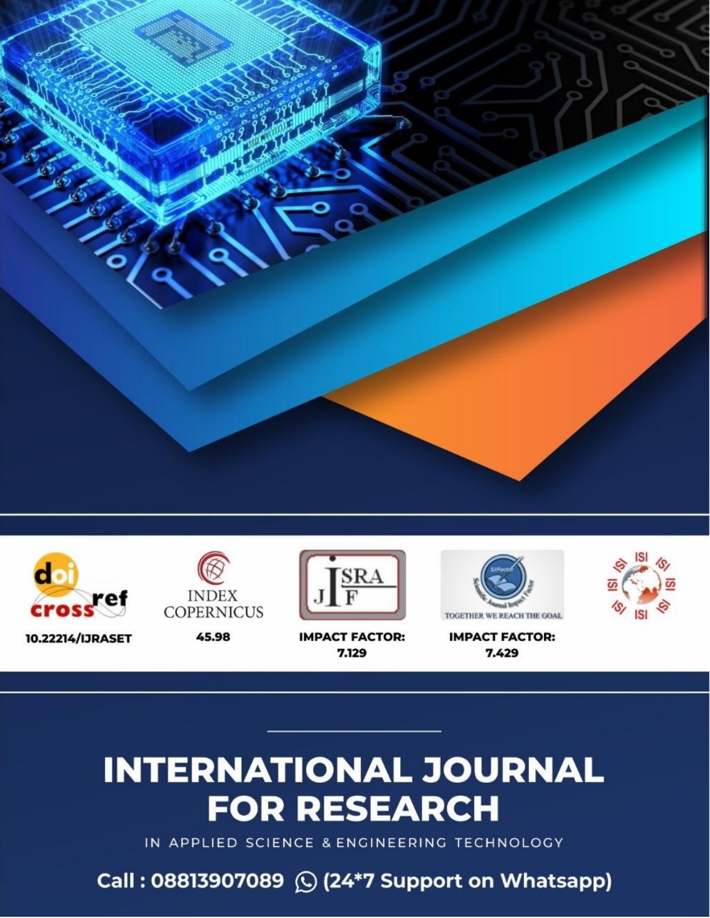10.22214/IJRASET

INDEX COPERNICUS

45.98

IMPACT FACTOR: 7.129

TOGETHER WE REACH THE GOAL

IMPACT FACTOR: 7.429

# INTERNATIONAL JOURNAL FOR RESEARCH

IN APPLIED SCIENCE & ENGINEERING TECHNOLOGY

Call : 08813907089 (24*7 Support on Whatsapp)